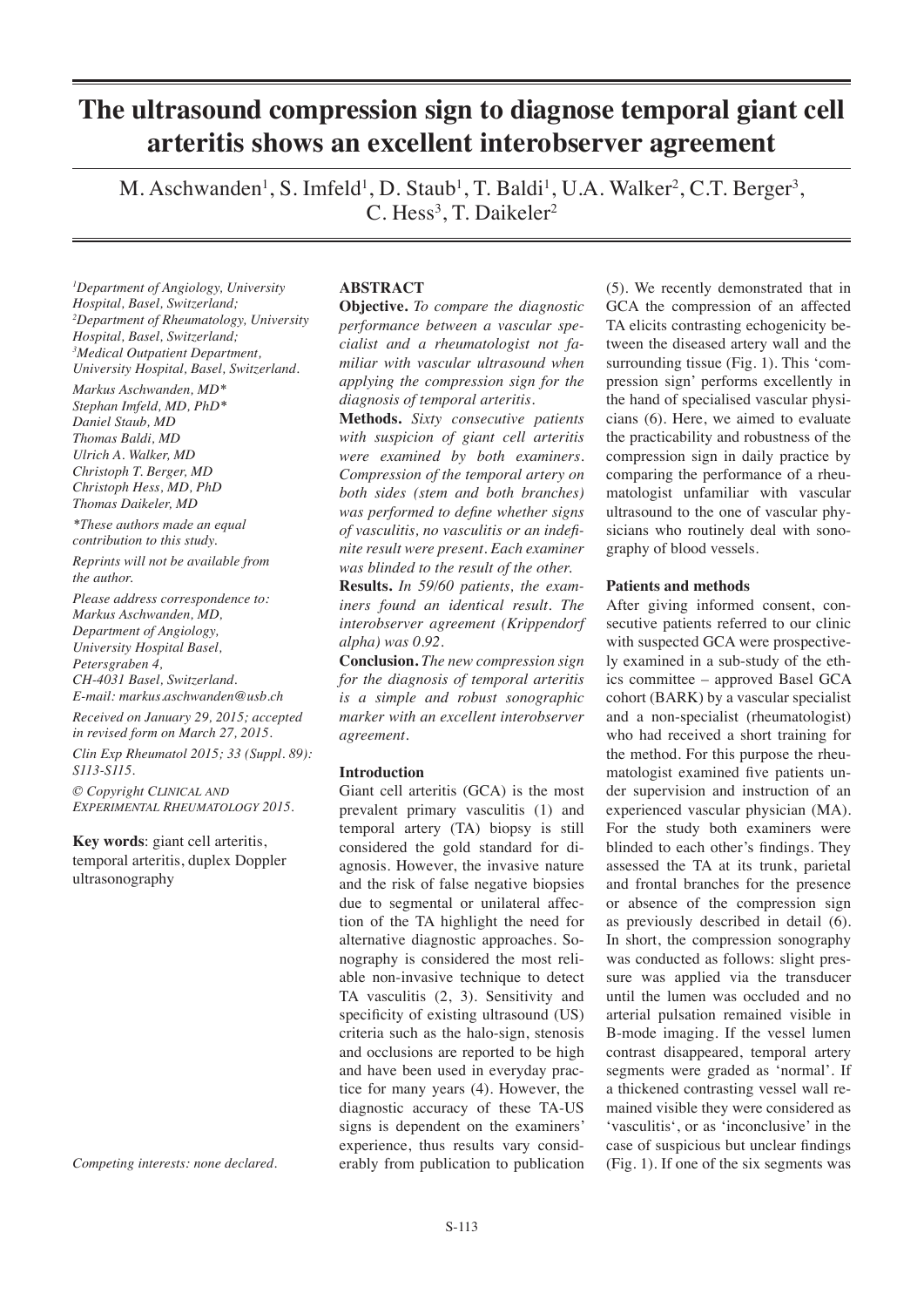# The ultrasound compression sign to diagnose temporal giant cell arteritis shows an excellent interobserver agreement

M. Aschwanden[1], S. Imfeld[1], D. Staub[1], T. Baldi[1], U.A. Walker[2], C.T. Berger[3], C. Hess[3], T. Daikeler[2]

*[1]Department of Angiology, University Hospital, Basel, Switzerland;*
*[2]Department of Rheumatology, University Hospital, Basel, Switzerland;*
*[3]Medical Outpatient Department, University Hospital, Basel, Switzerland.*

*Markus Aschwanden, MD\**
*Stephan Imfeld, MD, PhD\**
*Daniel Staub, MD*
*Thomas Baldi, MD*
*Ulrich A. Walker, MD*
*Christoph T. Berger, MD*
*Christoph Hess, MD, PhD*
*Thomas Daikeler, MD*

*\*These authors made an equal contribution to this study.*

*Reprints will not be available from the author.*

*Please address correspondence to: Markus Aschwanden, MD, Department of Angiology, University Hospital Basel, Petersgraben 4, CH-4031 Basel, Switzerland. E-mail: markus.aschwanden@usb.ch*

*Received on January 29, 2015; accepted in revised form on March 27, 2015.*

*Clin Exp Rheumatol 2015; 33 (Suppl. 89): S113-S115.*

*© Copyright Clinical and Experimental Rheumatology 2015.*

**Key words**: giant cell arteritis, temporal arteritis, duplex Doppler ultrasonography

*Competing interests: none declared.*

## ABSTRACT

**Objective.** *To compare the diagnostic performance between a vascular specialist and a rheumatologist not familiar with vascular ultrasound when applying the compression sign for the diagnosis of temporal arteritis.*

**Methods.** *Sixty consecutive patients with suspicion of giant cell arteritis were examined by both examiners. Compression of the temporal artery on both sides (stem and both branches) was performed to define whether signs of vasculitis, no vasculitis or an indefinite result were present. Each examiner was blinded to the result of the other.*

**Results.** *In 59/60 patients, the examiners found an identical result. The interobserver agreement (Krippendorf alpha) was 0.92.*

**Conclusion.** *The new compression sign for the diagnosis of temporal arteritis is a simple and robust sonographic marker with an excellent interobserver agreement.*

## Introduction

Giant cell arteritis (GCA) is the most prevalent primary vasculitis (1) and temporal artery (TA) biopsy is still considered the gold standard for diagnosis. However, the invasive nature and the risk of false negative biopsies due to segmental or unilateral affection of the TA highlight the need for alternative diagnostic approaches. Sonography is considered the most reliable non-invasive technique to detect TA vasculitis (2, 3). Sensitivity and specificity of existing ultrasound (US) criteria such as the halo-sign, stenosis and occlusions are reported to be high and have been used in everyday practice for many years (4). However, the diagnostic accuracy of these TA-US signs is dependent on the examiners' experience, thus results vary considerably from publication to publication (5). We recently demonstrated that in GCA the compression of an affected TA elicits contrasting echogenicity between the diseased artery wall and the surrounding tissue (Fig. 1). This 'compression sign' performs excellently in the hand of specialised vascular physicians (6). Here, we aimed to evaluate the practicability and robustness of the compression sign in daily practice by comparing the performance of a rheumatologist unfamiliar with vascular ultrasound to the one of vascular physicians who routinely deal with sonography of blood vessels.

## Patients and methods

After giving informed consent, consecutive patients referred to our clinic with suspected GCA were prospectively examined in a sub-study of the ethics committee – approved Basel GCA cohort (BARK) by a vascular specialist and a non-specialist (rheumatologist) who had received a short training for the method. For this purpose the rheumatologist examined five patients under supervision and instruction of an experienced vascular physician (MA). For the study both examiners were blinded to each other's findings. They assessed the TA at its trunk, parietal and frontal branches for the presence or absence of the compression sign as previously described in detail (6). In short, the compression sonography was conducted as follows: slight pressure was applied via the transducer until the lumen was occluded and no arterial pulsation remained visible in B-mode imaging. If the vessel lumen contrast disappeared, temporal artery segments were graded as 'normal'. If a thickened contrasting vessel wall remained visible they were considered as 'vasculitis', or as 'inconclusive' in the case of suspicious but unclear findings (Fig. 1). If one of the six segments was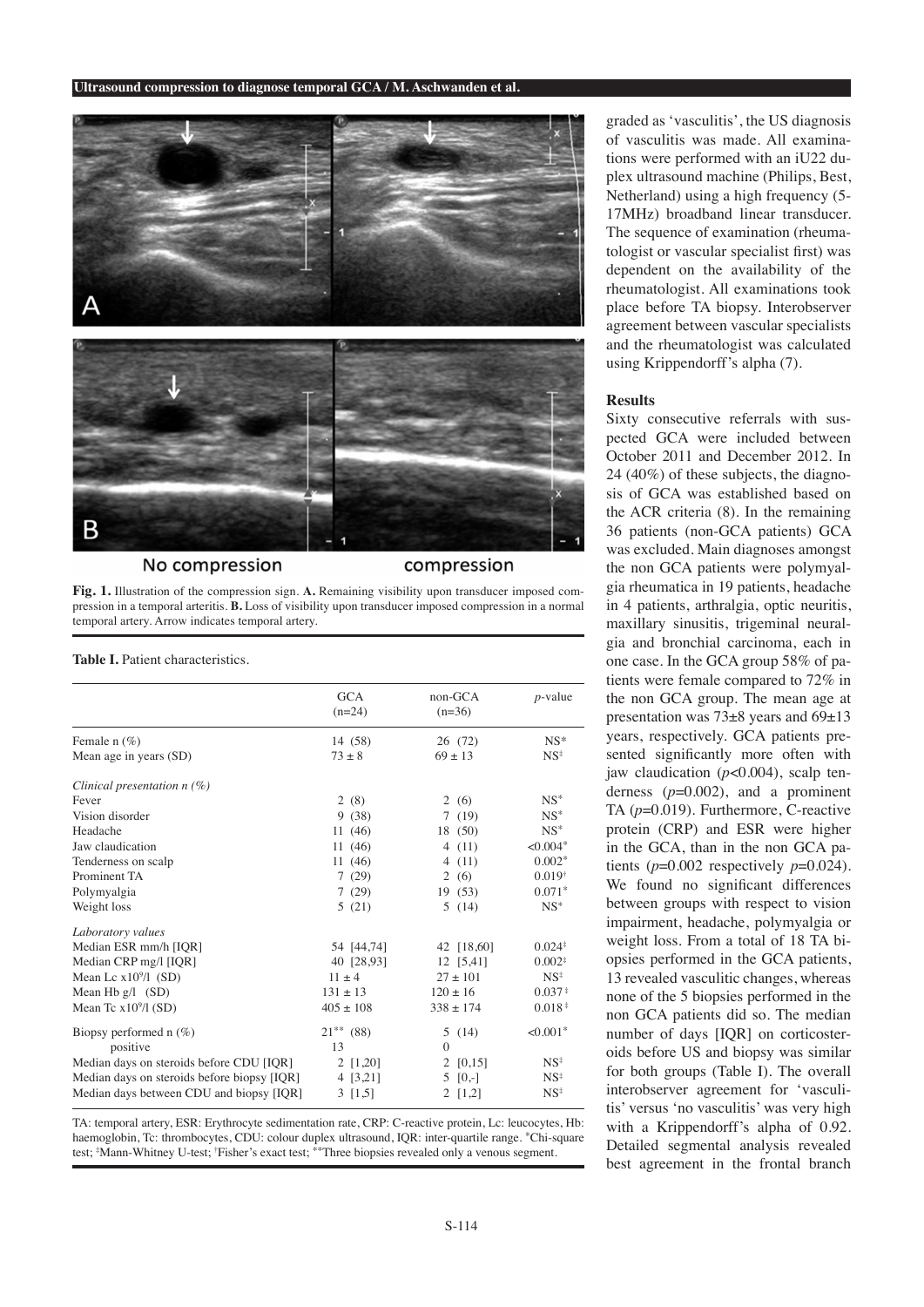**Fig. 1.** Illustration of the compression sign. **A.** Remaining visibility upon transducer imposed compression in a temporal arteritis. **B.** Loss of visibility upon transducer imposed compression in a normal temporal artery. Arrow indicates temporal artery.

**Table I.** Patient characteristics.

| | GCA (n=24) | non-GCA (n=36) | *p*-value |
|---|---|---|---|
| Female n (%) | 14 (58) | 26 (72) | NS* |
| Mean age in years (SD) | 73 ± 8 | 69 ± 13 | NS‡ |
| *Clinical presentation n (%)* | | | |
| Fever | 2 (8) | 2 (6) | NS* |
| Vision disorder | 9 (38) | 7 (19) | NS* |
| Headache | 11 (46) | 18 (50) | NS* |
| Jaw claudication | 11 (46) | 4 (11) | <0.004* |
| Tenderness on scalp | 11 (46) | 4 (11) | 0.002* |
| Prominent TA | 7 (29) | 2 (6) | 0.019† |
| Polymyalgia | 7 (29) | 19 (53) | 0.071* |
| Weight loss | 5 (21) | 5 (14) | NS* |
| *Laboratory values* | | | |
| Median ESR mm/h [IQR] | 54 [44,74] | 42 [18,60] | 0.024‡ |
| Median CRP mg/l [IQR] | 40 [28,93] | 12 [5,41] | 0.002‡ |
| Mean Lc $x10^9/l$ (SD) | 11 ± 4 | 27 ± 101 | NS‡ |
| Mean Hb g/l (SD) | 131 ± 13 | 120 ± 16 | 0.037‡ |
| Mean Tc $x10^9/l$ (SD) | 405 ± 108 | 338 ± 174 | 0.018‡ |
| Biopsy performed n (%) | 21** (88) | 5 (14) | <0.001* |
| positive | 13 | 0 | |
| Median days on steroids before CDU [IQR] | 2 [1,20] | 2 [0,15] | NS‡ |
| Median days on steroids before biopsy [IQR] | 4 [3,21] | 5 [0,-] | NS‡ |
| Median days between CDU and biopsy [IQR] | 3 [1,5] | 2 [1,2] | NS‡ |

TA: temporal artery, ESR: Erythrocyte sedimentation rate, CRP: C-reactive protein, Lc: leucocytes, Hb: haemoglobin, Tc: thrombocytes, CDU: colour duplex ultrasound, IQR: inter-quartile range. *Chi-square test; ‡Mann-Whitney U-test; †Fisher's exact test; **Three biopsies revealed only a venous segment.

graded as 'vasculitis', the US diagnosis of vasculitis was made. All examinations were performed with an iU22 duplex ultrasound machine (Philips, Best, Netherland) using a high frequency (5-17MHz) broadband linear transducer. The sequence of examination (rheumatologist or vascular specialist first) was dependent on the availability of the rheumatologist. All examinations took place before TA biopsy. Interobserver agreement between vascular specialists and the rheumatologist was calculated using Krippendorff's alpha (7).

## Results

Sixty consecutive referrals with suspected GCA were included between October 2011 and December 2012. In 24 (40%) of these subjects, the diagnosis of GCA was established based on the ACR criteria (8). In the remaining 36 patients (non-GCA patients) GCA was excluded. Main diagnoses amongst the non GCA patients were polymyalgia rheumatica in 19 patients, headache in 4 patients, arthralgia, optic neuritis, maxillary sinusitis, trigeminal neuralgia and bronchial carcinoma, each in one case. In the GCA group 58% of patients were female compared to 72% in the non GCA group. The mean age at presentation was 73±8 years and 69±13 years, respectively. GCA patients presented significantly more often with jaw claudication ($p<0.004$), scalp tenderness ($p=0.002$), and a prominent TA ($p=0.019$). Furthermore, C-reactive protein (CRP) and ESR were higher in the GCA, than in the non GCA patients ($p=0.002$ respectively $p=0.024$). We found no significant differences between groups with respect to vision impairment, headache, polymyalgia or weight loss. From a total of 18 TA biopsies performed in the GCA patients, 13 revealed vasculitic changes, whereas none of the 5 biopsies performed in the non GCA patients did so. The median number of days [IQR] on corticosteroids before US and biopsy was similar for both groups (Table I). The overall interobserver agreement for 'vasculitis' versus 'no vasculitis' was very high with a Krippendorff's alpha of 0.92. Detailed segmental analysis revealed best agreement in the frontal branch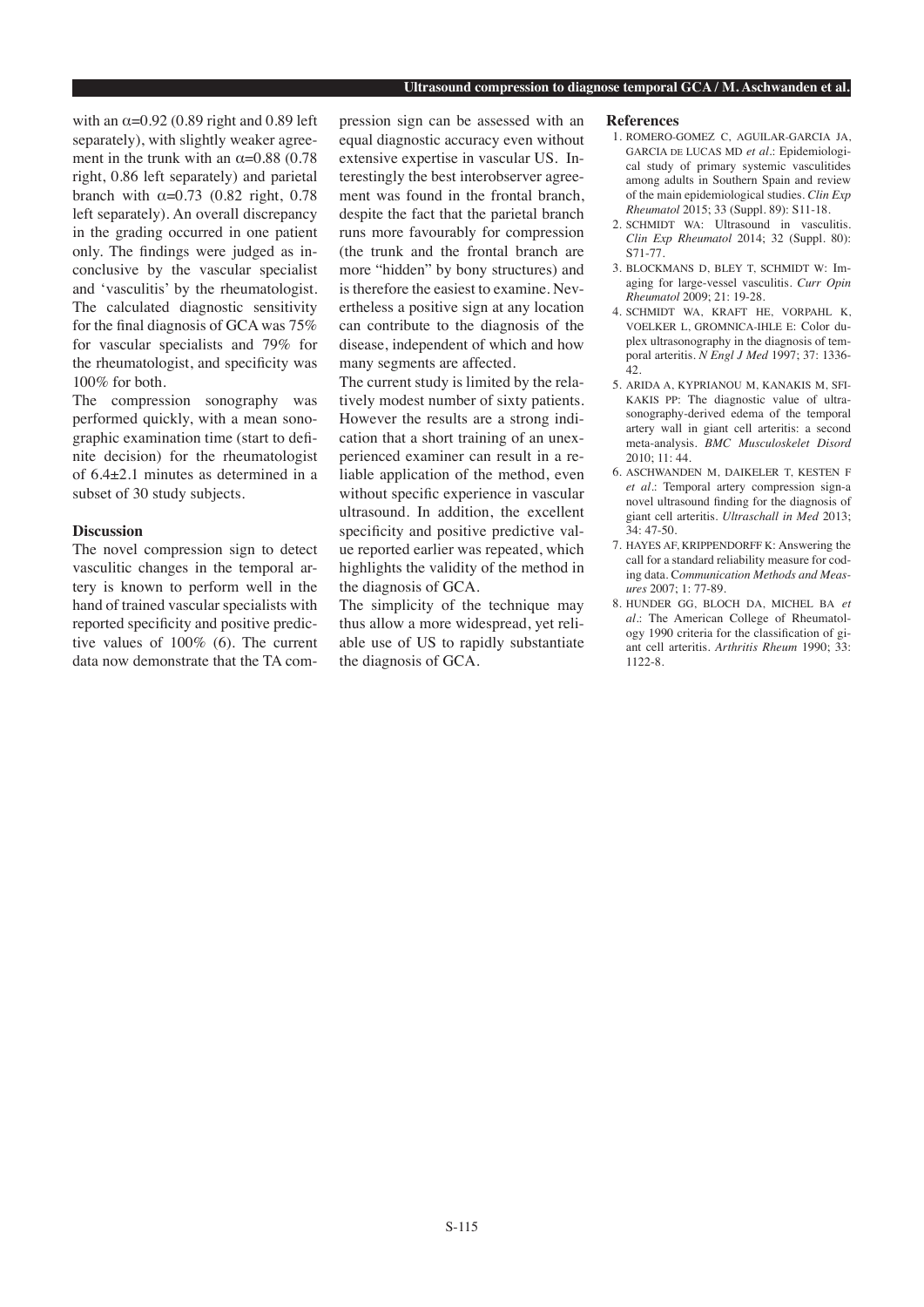with an $\alpha$=0.92 (0.89 right and 0.89 left separately), with slightly weaker agreement in the trunk with an $\alpha$=0.88 (0.78 right, 0.86 left separately) and parietal branch with $\alpha$=0.73 (0.82 right, 0.78 left separately). An overall discrepancy in the grading occurred in one patient only. The findings were judged as inconclusive by the vascular specialist and 'vasculitis' by the rheumatologist. The calculated diagnostic sensitivity for the final diagnosis of GCA was 75% for vascular specialists and 79% for the rheumatologist, and specificity was 100% for both.

The compression sonography was performed quickly, with a mean sonographic examination time (start to definite decision) for the rheumatologist of 6.4±2.1 minutes as determined in a subset of 30 study subjects.

## Discussion

The novel compression sign to detect vasculitic changes in the temporal artery is known to perform well in the hand of trained vascular specialists with reported specificity and positive predictive values of 100% (6). The current data now demonstrate that the TA compression sign can be assessed with an equal diagnostic accuracy even without extensive expertise in vascular US. Interestingly the best interobserver agreement was found in the frontal branch, despite the fact that the parietal branch runs more favourably for compression (the trunk and the frontal branch are more "hidden" by bony structures) and is therefore the easiest to examine. Nevertheless a positive sign at any location can contribute to the diagnosis of the disease, independent of which and how many segments are affected.

The current study is limited by the relatively modest number of sixty patients. However the results are a strong indication that a short training of an unexperienced examiner can result in a reliable application of the method, even without specific experience in vascular ultrasound. In addition, the excellent specificity and positive predictive value reported earlier was repeated, which highlights the validity of the method in the diagnosis of GCA.

The simplicity of the technique may thus allow a more widespread, yet reliable use of US to rapidly substantiate the diagnosis of GCA.

## References

1. ROMERO-GOMEZ C, AGUILAR-GARCIA JA, GARCIA DE LUCAS MD *et al.*: Epidemiological study of primary systemic vasculitides among adults in Southern Spain and review of the main epidemiological studies. *Clin Exp Rheumatol* 2015; 33 (Suppl. 89): S11-18.
2. SCHMIDT WA: Ultrasound in vasculitis. *Clin Exp Rheumatol* 2014; 32 (Suppl. 80): S71-77.
3. BLOCKMANS D, BLEY T, SCHMIDT W: Imaging for large-vessel vasculitis. *Curr Opin Rheumatol* 2009; 21: 19-28.
4. SCHMIDT WA, KRAFT HE, VORPAHL K, VOELKER L, GROMNICA-IHLE E: Color duplex ultrasonography in the diagnosis of temporal arteritis. *N Engl J Med* 1997; 37: 1336-42.
5. ARIDA A, KYPRIANOU M, KANAKIS M, SFIKAKIS PP: The diagnostic value of ultrasonography-derived edema of the temporal artery wall in giant cell arteritis: a second meta-analysis. *BMC Musculoskelet Disord* 2010; 11: 44.
6. ASCHWANDEN M, DAIKELER T, KESTEN F *et al.*: Temporal artery compression sign-a novel ultrasound finding for the diagnosis of giant cell arteritis. *Ultraschall in Med* 2013; 34: 47-50.
7. HAYES AF, KRIPPENDORFF K: Answering the call for a standard reliability measure for coding data. *Communication Methods and Measures* 2007; 1: 77-89.
8. HUNDER GG, BLOCH DA, MICHEL BA *et al.*: The American College of Rheumatology 1990 criteria for the classification of giant cell arteritis. *Arthritis Rheum* 1990; 33: 1122-8.